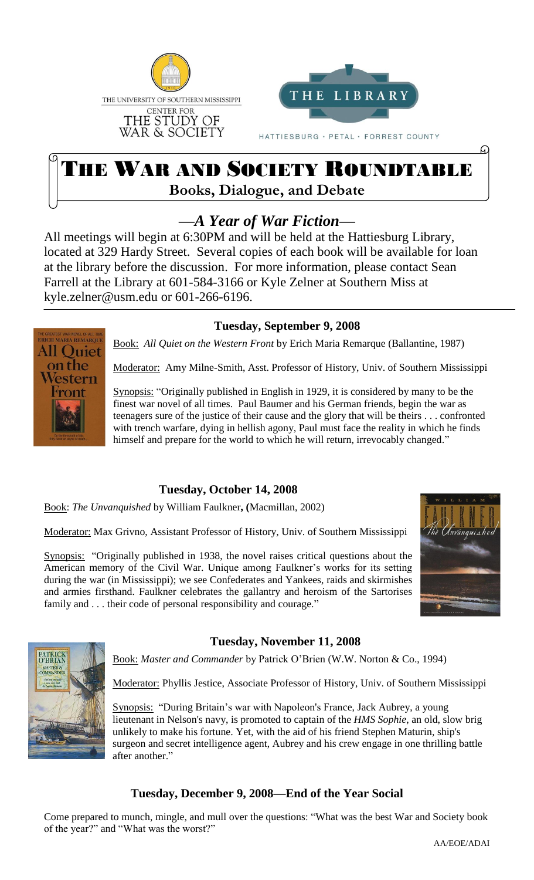THE UNIVERSITY OF SOUTHERN MISSISSIPPI
CENTER FOR THE STUDY OF WAR & SOCIETY

THE LIBRARY
HATTIESBURG · PETAL · FORREST COUNTY

# THE WAR AND SOCIETY ROUNDTABLE

## Books, Dialogue, and Debate

## —*A Year of War Fiction*—

All meetings will begin at 6:30PM and will be held at the Hattiesburg Library, located at 329 Hardy Street. Several copies of each book will be available for loan at the library before the discussion. For more information, please contact Sean Farrell at the Library at 601-584-3166 or Kyle Zelner at Southern Miss at kyle.zelner@usm.edu or 601-266-6196.

### Tuesday, September 9, 2008

Book: *All Quiet on the Western Front* by Erich Maria Remarque (Ballantine, 1987)

Moderator: Amy Milne-Smith, Asst. Professor of History, Univ. of Southern Mississippi

Synopsis: "Originally published in English in 1929, it is considered by many to be the finest war novel of all times. Paul Baumer and his German friends, begin the war as teenagers sure of the justice of their cause and the glory that will be theirs . . . confronted with trench warfare, dying in hellish agony, Paul must face the reality in which he finds himself and prepare for the world to which he will return, irrevocably changed."

### Tuesday, October 14, 2008

Book: *The Unvanquished* by William Faulkner**, (**Macmillan, 2002)

Moderator: Max Grivno, Assistant Professor of History, Univ. of Southern Mississippi

Synopsis: "Originally published in 1938, the novel raises critical questions about the American memory of the Civil War. Unique among Faulkner's works for its setting during the war (in Mississippi); we see Confederates and Yankees, raids and skirmishes and armies firsthand. Faulkner celebrates the gallantry and heroism of the Sartorises family and . . . their code of personal responsibility and courage."

### Tuesday, November 11, 2008

Book: *Master and Commander* by Patrick O'Brien (W.W. Norton & Co., 1994)

Moderator: Phyllis Jestice, Associate Professor of History, Univ. of Southern Mississippi

Synopsis: "During Britain's war with Napoleon's France, Jack Aubrey, a young lieutenant in Nelson's navy, is promoted to captain of the *HMS Sophie*, an old, slow brig unlikely to make his fortune. Yet, with the aid of his friend Stephen Maturin, ship's surgeon and secret intelligence agent, Aubrey and his crew engage in one thrilling battle after another."

### Tuesday, December 9, 2008—End of the Year Social

Come prepared to munch, mingle, and mull over the questions: "What was the best War and Society book of the year?" and "What was the worst?"

AA/EOE/ADAI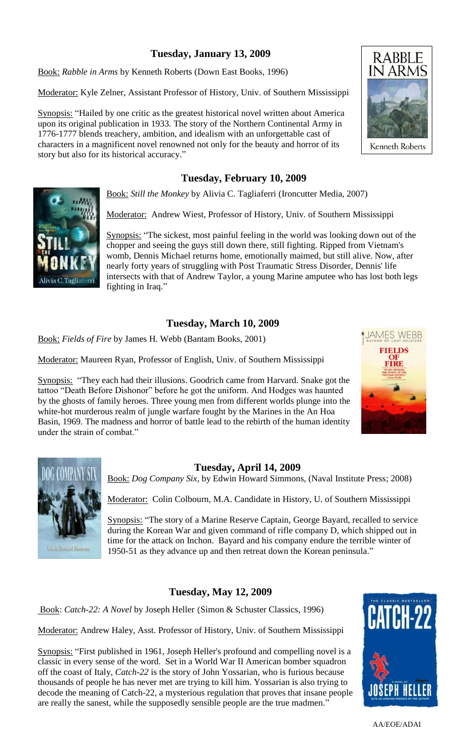### Tuesday, January 13, 2009

Book: *Rabble in Arms* by Kenneth Roberts (Down East Books, 1996)

Moderator: Kyle Zelner, Assistant Professor of History, Univ. of Southern Mississippi

Synopsis: "Hailed by one critic as the greatest historical novel written about America upon its original publication in 1933. The story of the Northern Continental Army in 1776-1777 blends treachery, ambition, and idealism with an unforgettable cast of characters in a magnificent novel renowned not only for the beauty and horror of its story but also for its historical accuracy."

### Tuesday, February 10, 2009

Book: *Still the Monkey* by Alivia C. Tagliaferri (Ironcutter Media, 2007)

Moderator: Andrew Wiest, Professor of History, Univ. of Southern Mississippi

Synopsis: "The sickest, most painful feeling in the world was looking down out of the chopper and seeing the guys still down there, still fighting. Ripped from Vietnam's womb, Dennis Michael returns home, emotionally maimed, but still alive. Now, after nearly forty years of struggling with Post Traumatic Stress Disorder, Dennis' life intersects with that of Andrew Taylor, a young Marine amputee who has lost both legs fighting in Iraq."

### Tuesday, March 10, 2009

Book: *Fields of Fire* by James H. Webb (Bantam Books, 2001)

Moderator: Maureen Ryan, Professor of English, Univ. of Southern Mississippi

Synopsis: "They each had their illusions. Goodrich came from Harvard. Snake got the tattoo "Death Before Dishonor" before he got the uniform. And Hodges was haunted by the ghosts of family heroes. Three young men from different worlds plunge into the white-hot murderous realm of jungle warfare fought by the Marines in the An Hoa Basin, 1969. The madness and horror of battle lead to the rebirth of the human identity under the strain of combat."

### Tuesday, April 14, 2009

Book: *Dog Company Six,* by Edwin Howard Simmons, (Naval Institute Press; 2008)

Moderator: Colin Colbourn, M.A. Candidate in History, U. of Southern Mississippi

Synopsis: "The story of a Marine Reserve Captain, George Bayard, recalled to service during the Korean War and given command of rifle company D, which shipped out in time for the attack on Inchon. Bayard and his company endure the terrible winter of 1950-51 as they advance up and then retreat down the Korean peninsula."

### Tuesday, May 12, 2009

Book: *Catch-22: A Novel* by Joseph Heller (Simon & Schuster Classics, 1996)

Moderator: Andrew Haley, Asst. Professor of History, Univ. of Southern Mississippi

Synopsis: "First published in 1961, Joseph Heller's profound and compelling novel is a classic in every sense of the word. Set in a World War II American bomber squadron off the coast of Italy, *Catch-22* is the story of John Yossarian, who is furious because thousands of people he has never met are trying to kill him. Yossarian is also trying to decode the meaning of Catch-22, a mysterious regulation that proves that insane people are really the sanest, while the supposedly sensible people are the true madmen."

AA/EOE/ADAI